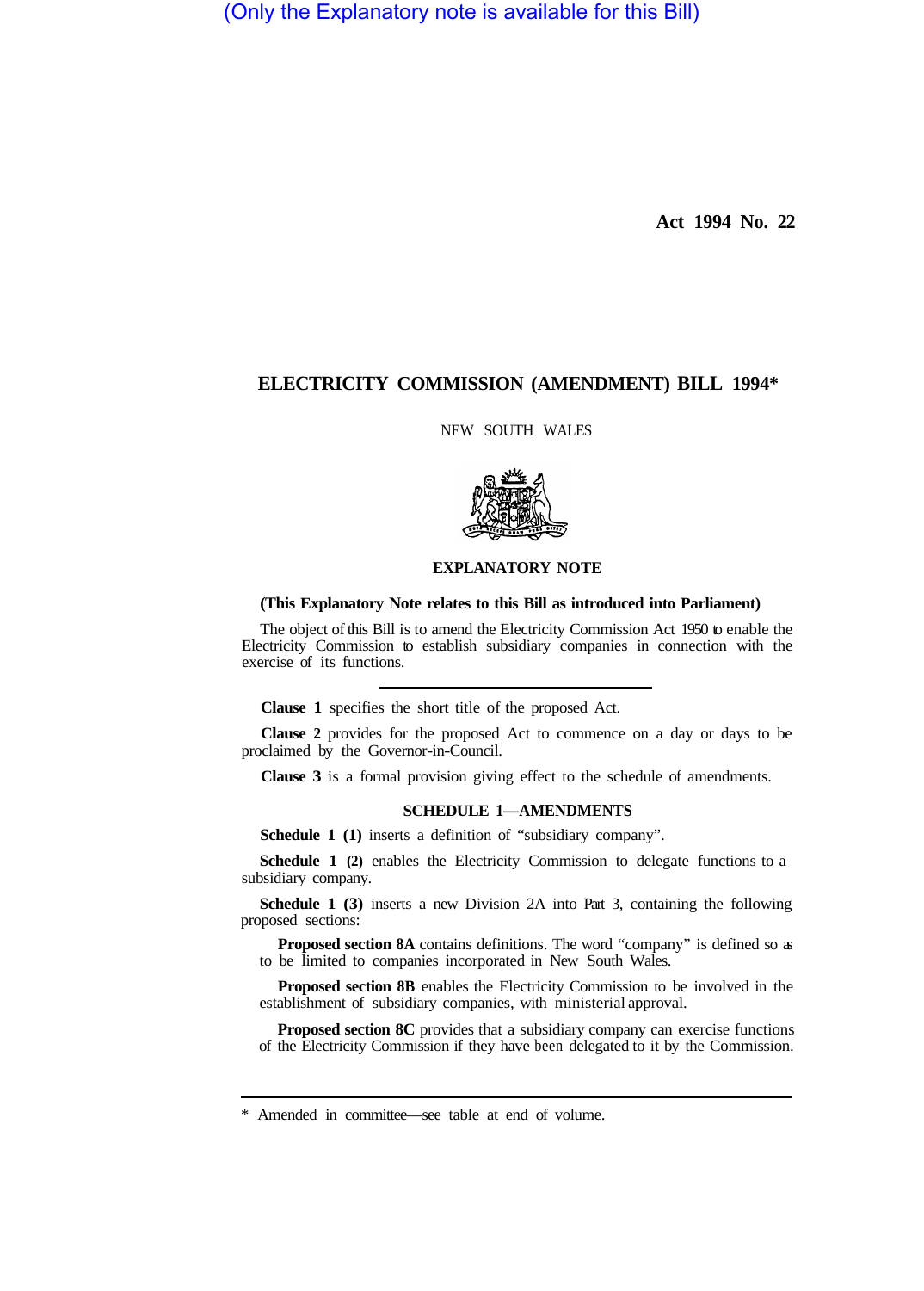(Only the Explanatory note is available for this Bill)

**Act 1994 No. 22**

# ELECTRICITY COMMISSION (AMENDMENT) BILL 1994*

NEW SOUTH WALES

## EXPLANATORY NOTE

**(This Explanatory Note relates to this Bill as introduced into Parliament)**

The object of this Bill is to amend the Electricity Commission Act 1950 to enable the Electricity Commission to establish subsidiary companies in connection with the exercise of its functions.

---

**Clause 1** specifies the short title of the proposed Act.

**Clause 2** provides for the proposed Act to commence on a day or days to be proclaimed by the Governor-in-Council.

**Clause 3** is a formal provision giving effect to the schedule of amendments.

### SCHEDULE 1—AMENDMENTS

**Schedule 1 (1)** inserts a definition of "subsidiary company".

**Schedule 1 (2)** enables the Electricity Commission to delegate functions to a subsidiary company.

**Schedule 1 (3)** inserts a new Division 2A into Part 3, containing the following proposed sections:

**Proposed section 8A** contains definitions. The word "company" is defined so as to be limited to companies incorporated in New South Wales.

**Proposed section 8B** enables the Electricity Commission to be involved in the establishment of subsidiary companies, with ministerial approval.

**Proposed section 8C** provides that a subsidiary company can exercise functions of the Electricity Commission if they have been delegated to it by the Commission.

---

* Amended in committee—see table at end of volume.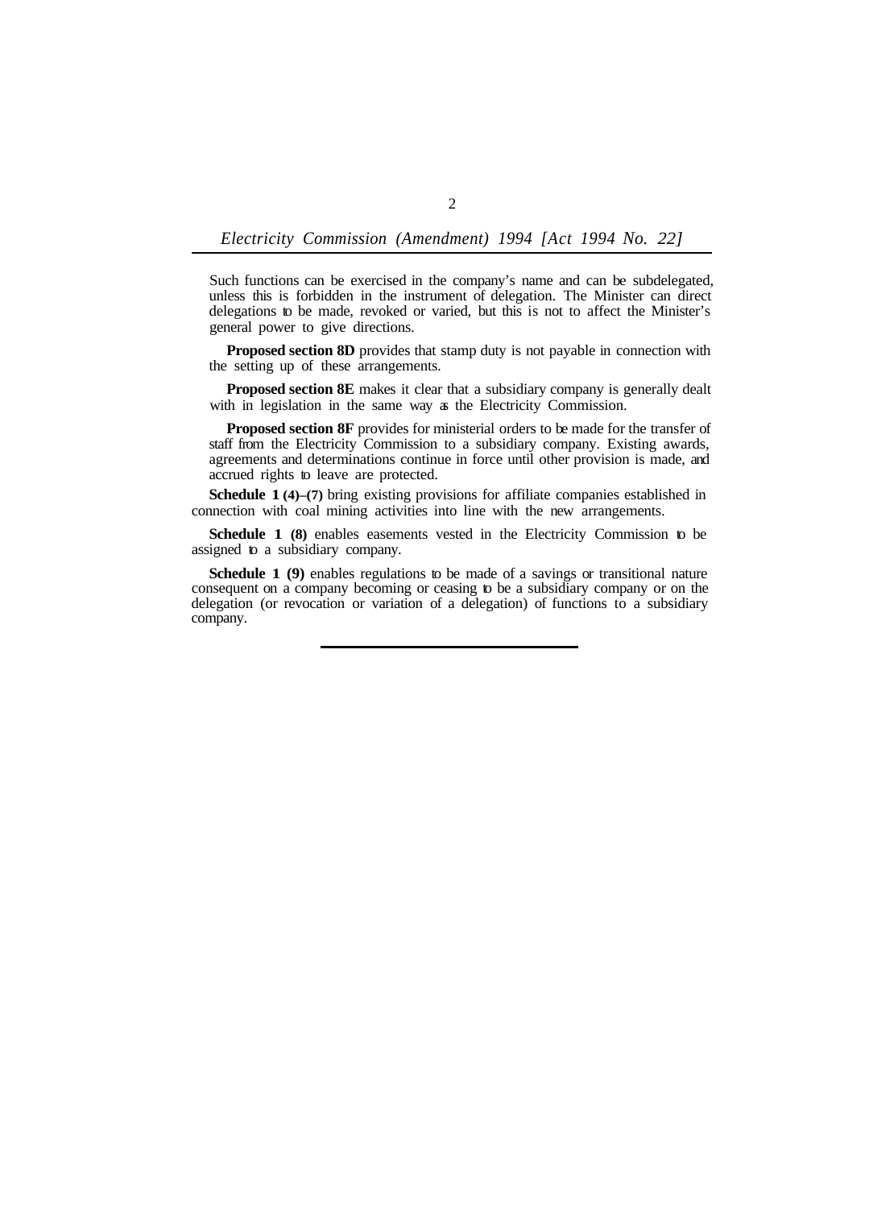Such functions can be exercised in the company's name and can be subdelegated, unless this is forbidden in the instrument of delegation. The Minister can direct delegations to be made, revoked or varied, but this is not to affect the Minister's general power to give directions.

**Proposed section 8D** provides that stamp duty is not payable in connection with the setting up of these arrangements.

**Proposed section 8E** makes it clear that a subsidiary company is generally dealt with in legislation in the same way as the Electricity Commission.

**Proposed section 8F** provides for ministerial orders to be made for the transfer of staff from the Electricity Commission to a subsidiary company. Existing awards, agreements and determinations continue in force until other provision is made, and accrued rights to leave are protected.

**Schedule 1 (4)–(7)** bring existing provisions for affiliate companies established in connection with coal mining activities into line with the new arrangements.

**Schedule 1 (8)** enables easements vested in the Electricity Commission to be assigned to a subsidiary company.

**Schedule 1 (9)** enables regulations to be made of a savings or transitional nature consequent on a company becoming or ceasing to be a subsidiary company or on the delegation (or revocation or variation of a delegation) of functions to a subsidiary company.